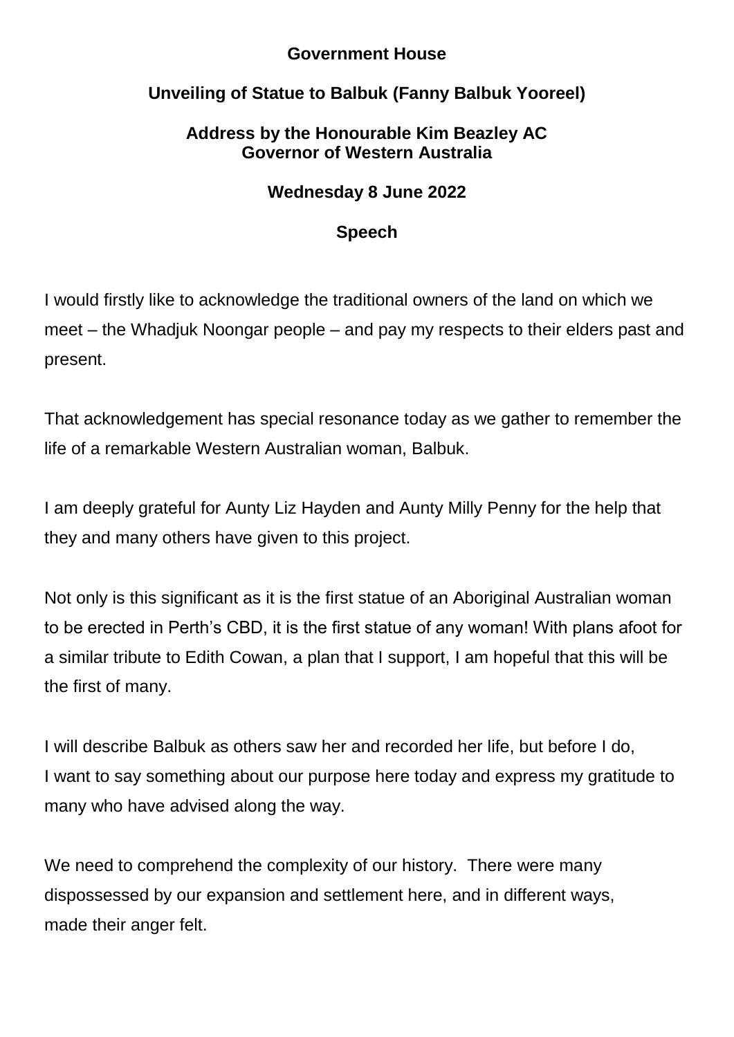**Government House**

**Unveiling of Statue to Balbuk (Fanny Balbuk Yooreel)**

**Address by the Honourable Kim Beazley AC**
**Governor of Western Australia**

**Wednesday 8 June 2022**

**Speech**

I would firstly like to acknowledge the traditional owners of the land on which we meet – the Whadjuk Noongar people – and pay my respects to their elders past and present.

That acknowledgement has special resonance today as we gather to remember the life of a remarkable Western Australian woman, Balbuk.

I am deeply grateful for Aunty Liz Hayden and Aunty Milly Penny for the help that they and many others have given to this project.

Not only is this significant as it is the first statue of an Aboriginal Australian woman to be erected in Perth's CBD, it is the first statue of any woman! With plans afoot for a similar tribute to Edith Cowan, a plan that I support, I am hopeful that this will be the first of many.

I will describe Balbuk as others saw her and recorded her life, but before I do, I want to say something about our purpose here today and express my gratitude to many who have advised along the way.

We need to comprehend the complexity of our history. There were many dispossessed by our expansion and settlement here, and in different ways, made their anger felt.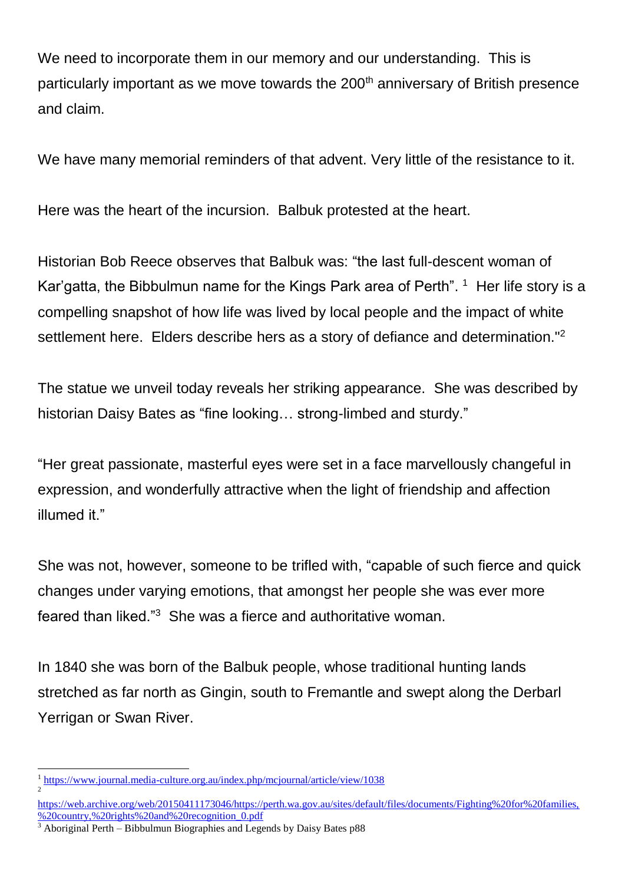We need to incorporate them in our memory and our understanding. This is particularly important as we move towards the 200th anniversary of British presence and claim.

We have many memorial reminders of that advent. Very little of the resistance to it.

Here was the heart of the incursion. Balbuk protested at the heart.

Historian Bob Reece observes that Balbuk was: "the last full-descent woman of Kar'gatta, the Bibbulmun name for the Kings Park area of Perth". [1] Her life story is a compelling snapshot of how life was lived by local people and the impact of white settlement here. Elders describe hers as a story of defiance and determination."[2]

The statue we unveil today reveals her striking appearance. She was described by historian Daisy Bates as "fine looking… strong-limbed and sturdy."

"Her great passionate, masterful eyes were set in a face marvellously changeful in expression, and wonderfully attractive when the light of friendship and affection illumed it."

She was not, however, someone to be trifled with, "capable of such fierce and quick changes under varying emotions, that amongst her people she was ever more feared than liked."[3] She was a fierce and authoritative woman.

In 1840 she was born of the Balbuk people, whose traditional hunting lands stretched as far north as Gingin, south to Fremantle and swept along the Derbarl Yerrigan or Swan River.

---

[1] https://www.journal.media-culture.org.au/index.php/mcjournal/article/view/1038

[2] https://web.archive.org/web/20150411173046/https://perth.wa.gov.au/sites/default/files/documents/Fighting%20for%20families,%20country,%20rights%20and%20recognition_0.pdf

[3] Aboriginal Perth – Bibbulmun Biographies and Legends by Daisy Bates p88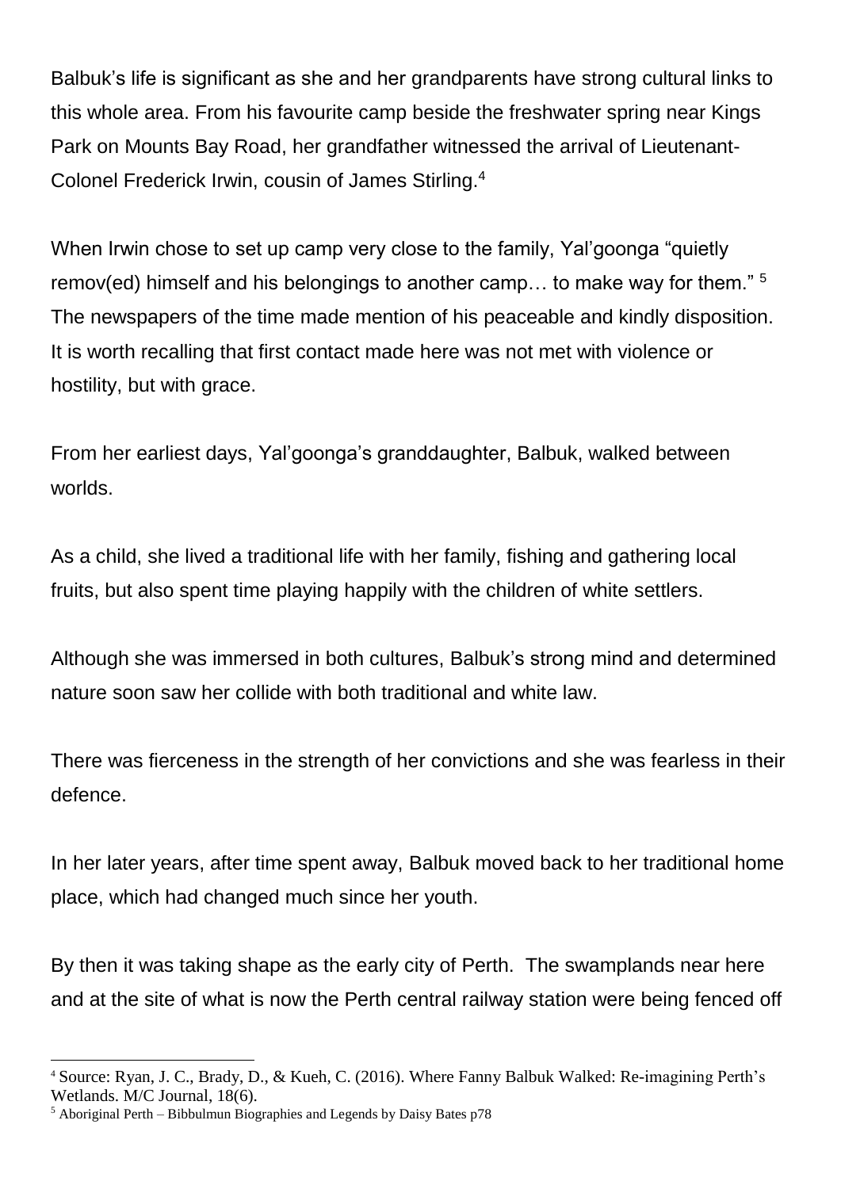Balbuk's life is significant as she and her grandparents have strong cultural links to this whole area. From his favourite camp beside the freshwater spring near Kings Park on Mounts Bay Road, her grandfather witnessed the arrival of Lieutenant-Colonel Frederick Irwin, cousin of James Stirling.[4]

When Irwin chose to set up camp very close to the family, Yal'goonga "quietly remov(ed) himself and his belongings to another camp… to make way for them." [5] The newspapers of the time made mention of his peaceable and kindly disposition. It is worth recalling that first contact made here was not met with violence or hostility, but with grace.

From her earliest days, Yal'goonga's granddaughter, Balbuk, walked between worlds.

As a child, she lived a traditional life with her family, fishing and gathering local fruits, but also spent time playing happily with the children of white settlers.

Although she was immersed in both cultures, Balbuk's strong mind and determined nature soon saw her collide with both traditional and white law.

There was fierceness in the strength of her convictions and she was fearless in their defence.

In her later years, after time spent away, Balbuk moved back to her traditional home place, which had changed much since her youth.

By then it was taking shape as the early city of Perth. The swamplands near here and at the site of what is now the Perth central railway station were being fenced off

---

[4] Source: Ryan, J. C., Brady, D., & Kueh, C. (2016). Where Fanny Balbuk Walked: Re-imagining Perth's Wetlands. M/C Journal, 18(6).

[5] Aboriginal Perth – Bibbulmun Biographies and Legends by Daisy Bates p78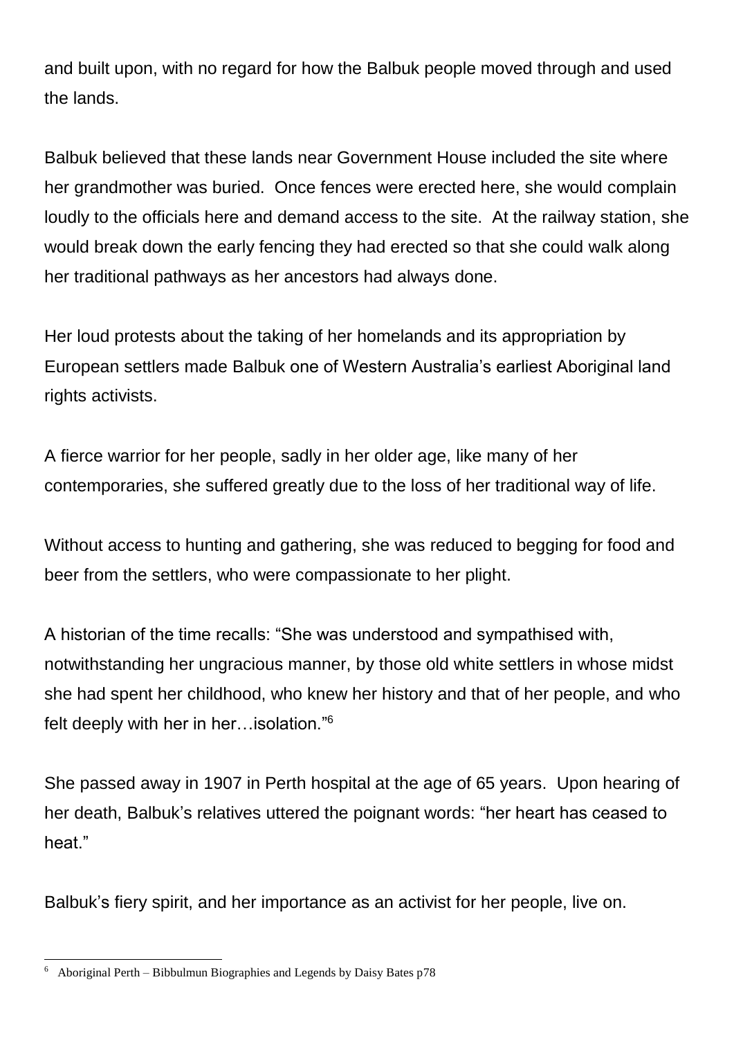and built upon, with no regard for how the Balbuk people moved through and used the lands.

Balbuk believed that these lands near Government House included the site where her grandmother was buried. Once fences were erected here, she would complain loudly to the officials here and demand access to the site. At the railway station, she would break down the early fencing they had erected so that she could walk along her traditional pathways as her ancestors had always done.

Her loud protests about the taking of her homelands and its appropriation by European settlers made Balbuk one of Western Australia's earliest Aboriginal land rights activists.

A fierce warrior for her people, sadly in her older age, like many of her contemporaries, she suffered greatly due to the loss of her traditional way of life.

Without access to hunting and gathering, she was reduced to begging for food and beer from the settlers, who were compassionate to her plight.

A historian of the time recalls: "She was understood and sympathised with, notwithstanding her ungracious manner, by those old white settlers in whose midst she had spent her childhood, who knew her history and that of her people, and who felt deeply with her in her…isolation."[6]

She passed away in 1907 in Perth hospital at the age of 65 years. Upon hearing of her death, Balbuk's relatives uttered the poignant words: "her heart has ceased to heat."

Balbuk's fiery spirit, and her importance as an activist for her people, live on.

---

[6] Aboriginal Perth – Bibbulmun Biographies and Legends by Daisy Bates p78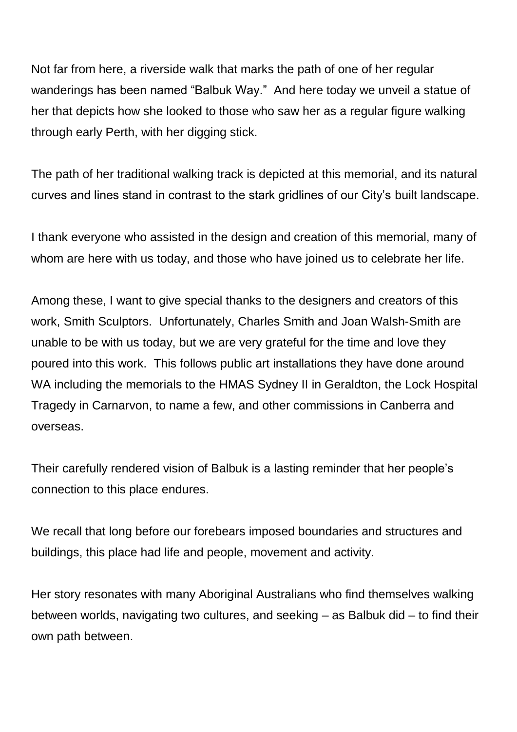Not far from here, a riverside walk that marks the path of one of her regular wanderings has been named "Balbuk Way." And here today we unveil a statue of her that depicts how she looked to those who saw her as a regular figure walking through early Perth, with her digging stick.

The path of her traditional walking track is depicted at this memorial, and its natural curves and lines stand in contrast to the stark gridlines of our City's built landscape.

I thank everyone who assisted in the design and creation of this memorial, many of whom are here with us today, and those who have joined us to celebrate her life.

Among these, I want to give special thanks to the designers and creators of this work, Smith Sculptors. Unfortunately, Charles Smith and Joan Walsh-Smith are unable to be with us today, but we are very grateful for the time and love they poured into this work. This follows public art installations they have done around WA including the memorials to the HMAS Sydney II in Geraldton, the Lock Hospital Tragedy in Carnarvon, to name a few, and other commissions in Canberra and overseas.

Their carefully rendered vision of Balbuk is a lasting reminder that her people's connection to this place endures.

We recall that long before our forebears imposed boundaries and structures and buildings, this place had life and people, movement and activity.

Her story resonates with many Aboriginal Australians who find themselves walking between worlds, navigating two cultures, and seeking – as Balbuk did – to find their own path between.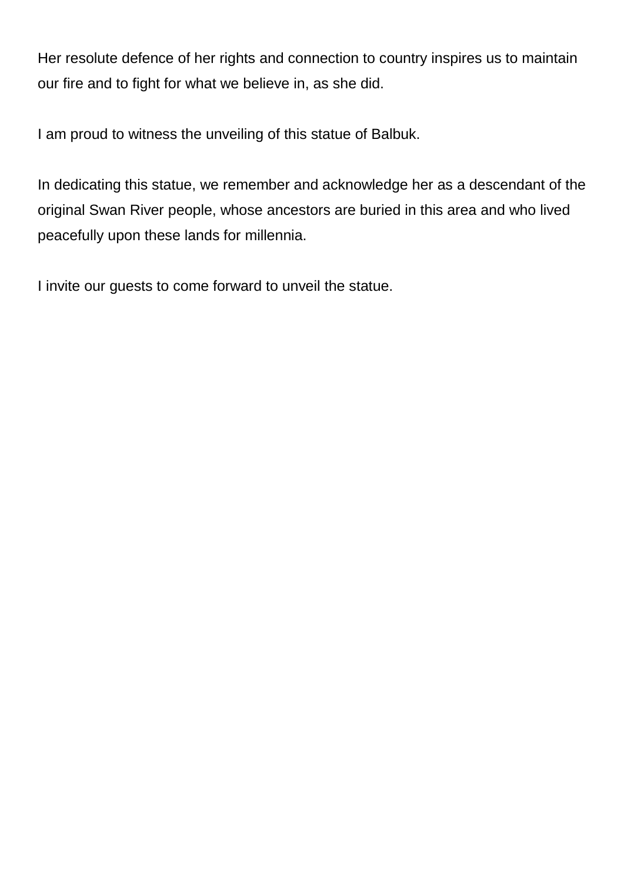Her resolute defence of her rights and connection to country inspires us to maintain our fire and to fight for what we believe in, as she did.

I am proud to witness the unveiling of this statue of Balbuk.

In dedicating this statue, we remember and acknowledge her as a descendant of the original Swan River people, whose ancestors are buried in this area and who lived peacefully upon these lands for millennia.

I invite our guests to come forward to unveil the statue.